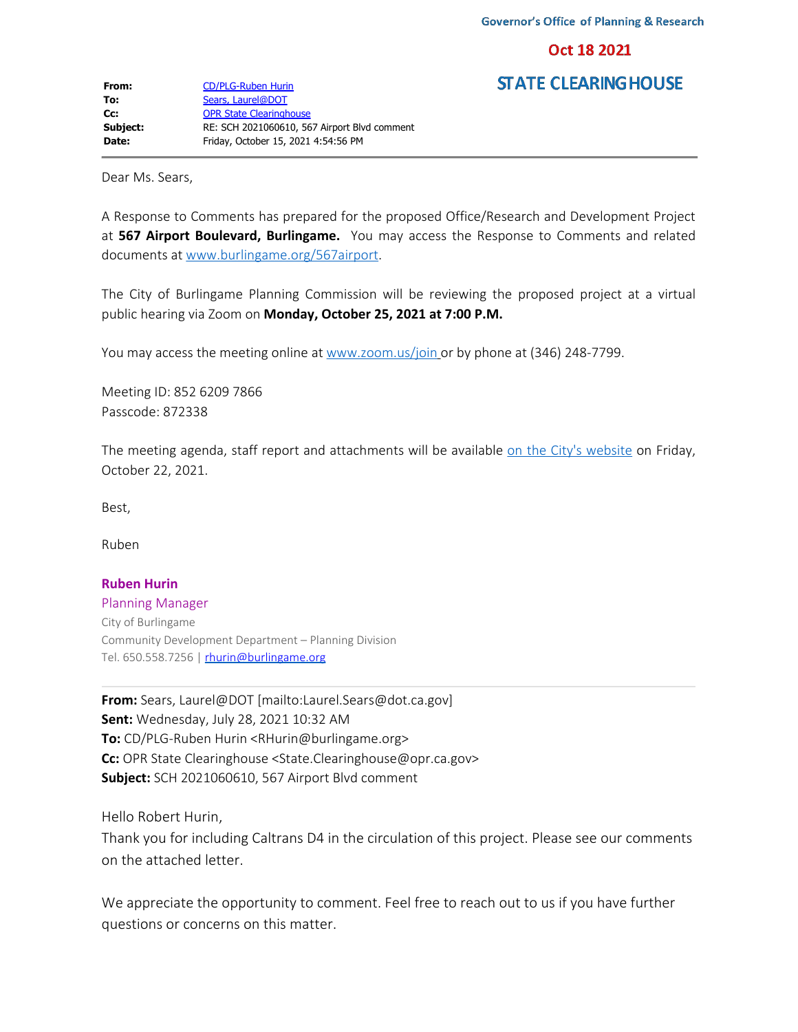Governor's Office of Planning & Research

**Oct 18 2021**

**STATE CLEARINGHOUSE**

**From:** CD/PLG-Ruben Hurin
**To:** Sears, Laurel@DOT
**Cc:** OPR State Clearinghouse
**Subject:** RE: SCH 2021060610, 567 Airport Blvd comment
**Date:** Friday, October 15, 2021 4:54:56 PM

---

Dear Ms. Sears,

A Response to Comments has prepared for the proposed Office/Research and Development Project at **567 Airport Boulevard, Burlingame.** You may access the Response to Comments and related documents at www.burlingame.org/567airport.

The City of Burlingame Planning Commission will be reviewing the proposed project at a virtual public hearing via Zoom on **Monday, October 25, 2021 at 7:00 P.M.**

You may access the meeting online at www.zoom.us/join or by phone at (346) 248-7799.

Meeting ID: 852 6209 7866
Passcode: 872338

The meeting agenda, staff report and attachments will be available on the City's website on Friday, October 22, 2021.

Best,

Ruben

**Ruben Hurin**
Planning Manager
City of Burlingame
Community Development Department – Planning Division
Tel. 650.558.7256 | rhurin@burlingame.org

---

**From:** Sears, Laurel@DOT [mailto:Laurel.Sears@dot.ca.gov]
**Sent:** Wednesday, July 28, 2021 10:32 AM
**To:** CD/PLG-Ruben Hurin <RHurin@burlingame.org>
**Cc:** OPR State Clearinghouse <State.Clearinghouse@opr.ca.gov>
**Subject:** SCH 2021060610, 567 Airport Blvd comment

Hello Robert Hurin,
Thank you for including Caltrans D4 in the circulation of this project. Please see our comments on the attached letter.

We appreciate the opportunity to comment. Feel free to reach out to us if you have further questions or concerns on this matter.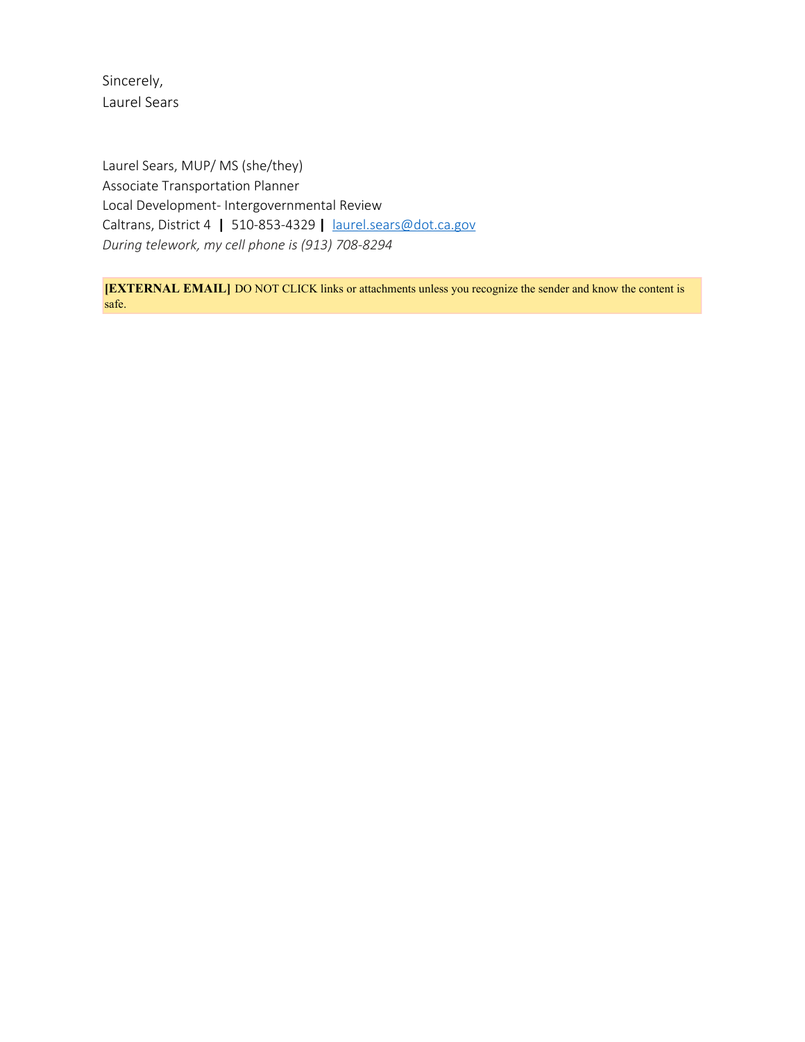Sincerely,
Laurel Sears

Laurel Sears, MUP/ MS (she/they)
Associate Transportation Planner
Local Development- Intergovernmental Review
Caltrans, District 4 **|** 510-853-4329 **|** laurel.sears@dot.ca.gov
*During telework, my cell phone is (913) 708-8294*

**[EXTERNAL EMAIL]** DO NOT CLICK links or attachments unless you recognize the sender and know the content is safe.